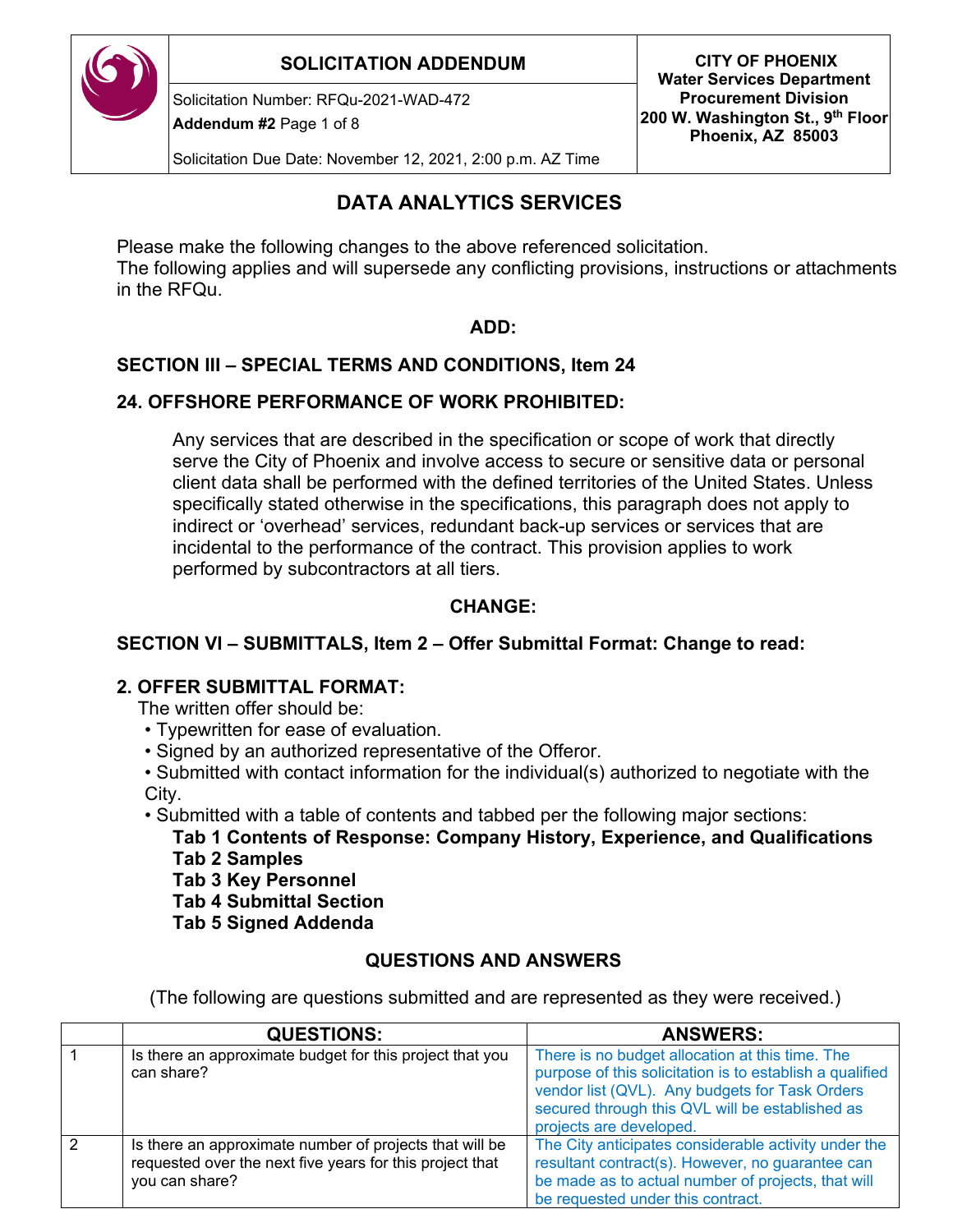| SOLICITATION ADDENDUM | CITY OF PHOENIX |
| --- | --- |
| Solicitation Number: RFQu-2021-WAD-472<br>**Addendum #2** Page 1 of 8<br>Solicitation Due Date: November 12, 2021, 2:00 p.m. AZ Time | **Water Services Department**<br>**Procurement Division**<br>**200 W. Washington St., 9th Floor**<br>**Phoenix, AZ 85003** |

# DATA ANALYTICS SERVICES

Please make the following changes to the above referenced solicitation.
The following applies and will supersede any conflicting provisions, instructions or attachments in the RFQu.

**ADD:**

## SECTION III – SPECIAL TERMS AND CONDITIONS, Item 24

### 24. OFFSHORE PERFORMANCE OF WORK PROHIBITED:

Any services that are described in the specification or scope of work that directly serve the City of Phoenix and involve access to secure or sensitive data or personal client data shall be performed with the defined territories of the United States. Unless specifically stated otherwise in the specifications, this paragraph does not apply to indirect or 'overhead' services, redundant back-up services or services that are incidental to the performance of the contract. This provision applies to work performed by subcontractors at all tiers.

**CHANGE:**

## SECTION VI – SUBMITTALS, Item 2 – Offer Submittal Format: Change to read:

### 2. OFFER SUBMITTAL FORMAT:

The written offer should be:

- Typewritten for ease of evaluation.
- Signed by an authorized representative of the Offeror.
- Submitted with contact information for the individual(s) authorized to negotiate with the City.
- Submitted with a table of contents and tabbed per the following major sections:
  - **Tab 1 Contents of Response: Company History, Experience, and Qualifications**
  - **Tab 2 Samples**
  - **Tab 3 Key Personnel**
  - **Tab 4 Submittal Section**
  - **Tab 5 Signed Addenda**

## QUESTIONS AND ANSWERS

(The following are questions submitted and are represented as they were received.)

| | QUESTIONS: | ANSWERS: |
| --- | --- | --- |
| 1 | Is there an approximate budget for this project that you can share? | There is no budget allocation at this time. The purpose of this solicitation is to establish a qualified vendor list (QVL). Any budgets for Task Orders secured through this QVL will be established as projects are developed. |
| 2 | Is there an approximate number of projects that will be requested over the next five years for this project that you can share? | The City anticipates considerable activity under the resultant contract(s). However, no guarantee can be made as to actual number of projects, that will be requested under this contract. |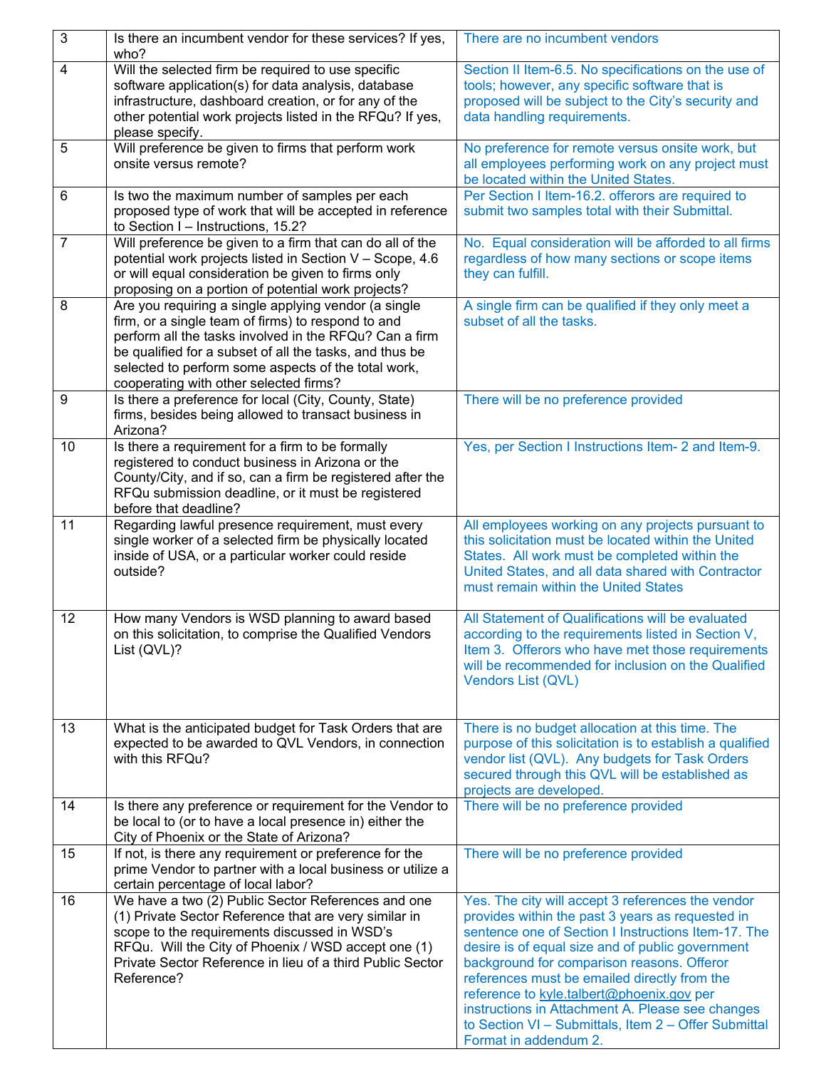| | | |
|---|---|---|
| 3 | Is there an incumbent vendor for these services? If yes, who? | There are no incumbent vendors |
| 4 | Will the selected firm be required to use specific software application(s) for data analysis, database infrastructure, dashboard creation, or for any of the other potential work projects listed in the RFQu? If yes, please specify. | Section II Item-6.5. No specifications on the use of tools; however, any specific software that is proposed will be subject to the City's security and data handling requirements. |
| 5 | Will preference be given to firms that perform work onsite versus remote? | No preference for remote versus onsite work, but all employees performing work on any project must be located within the United States. |
| 6 | Is two the maximum number of samples per each proposed type of work that will be accepted in reference to Section I – Instructions, 15.2? | Per Section I Item-16.2. offerors are required to submit two samples total with their Submittal. |
| 7 | Will preference be given to a firm that can do all of the potential work projects listed in Section V – Scope, 4.6 or will equal consideration be given to firms only proposing on a portion of potential work projects? | No. Equal consideration will be afforded to all firms regardless of how many sections or scope items they can fulfill. |
| 8 | Are you requiring a single applying vendor (a single firm, or a single team of firms) to respond to and perform all the tasks involved in the RFQu? Can a firm be qualified for a subset of all the tasks, and thus be selected to perform some aspects of the total work, cooperating with other selected firms? | A single firm can be qualified if they only meet a subset of all the tasks. |
| 9 | Is there a preference for local (City, County, State) firms, besides being allowed to transact business in Arizona? | There will be no preference provided |
| 10 | Is there a requirement for a firm to be formally registered to conduct business in Arizona or the County/City, and if so, can a firm be registered after the RFQu submission deadline, or it must be registered before that deadline? | Yes, per Section I Instructions Item- 2 and Item-9. |
| 11 | Regarding lawful presence requirement, must every single worker of a selected firm be physically located inside of USA, or a particular worker could reside outside? | All employees working on any projects pursuant to this solicitation must be located within the United States. All work must be completed within the United States, and all data shared with Contractor must remain within the United States |
| 12 | How many Vendors is WSD planning to award based on this solicitation, to comprise the Qualified Vendors List (QVL)? | All Statement of Qualifications will be evaluated according to the requirements listed in Section V, Item 3. Offerors who have met those requirements will be recommended for inclusion on the Qualified Vendors List (QVL) |
| 13 | What is the anticipated budget for Task Orders that are expected to be awarded to QVL Vendors, in connection with this RFQu? | There is no budget allocation at this time. The purpose of this solicitation is to establish a qualified vendor list (QVL). Any budgets for Task Orders secured through this QVL will be established as projects are developed. |
| 14 | Is there any preference or requirement for the Vendor to be local to (or to have a local presence in) either the City of Phoenix or the State of Arizona? | There will be no preference provided |
| 15 | If not, is there any requirement or preference for the prime Vendor to partner with a local business or utilize a certain percentage of local labor? | There will be no preference provided |
| 16 | We have a two (2) Public Sector References and one (1) Private Sector Reference that are very similar in scope to the requirements discussed in WSD's RFQu. Will the City of Phoenix / WSD accept one (1) Private Sector Reference in lieu of a third Public Sector Reference? | Yes. The city will accept 3 references the vendor provides within the past 3 years as requested in sentence one of Section I Instructions Item-17. The desire is of equal size and of public government background for comparison reasons. Offeror references must be emailed directly from the reference to kyle.talbert@phoenix.gov per instructions in Attachment A. Please see changes to Section VI – Submittals, Item 2 – Offer Submittal Format in addendum 2. |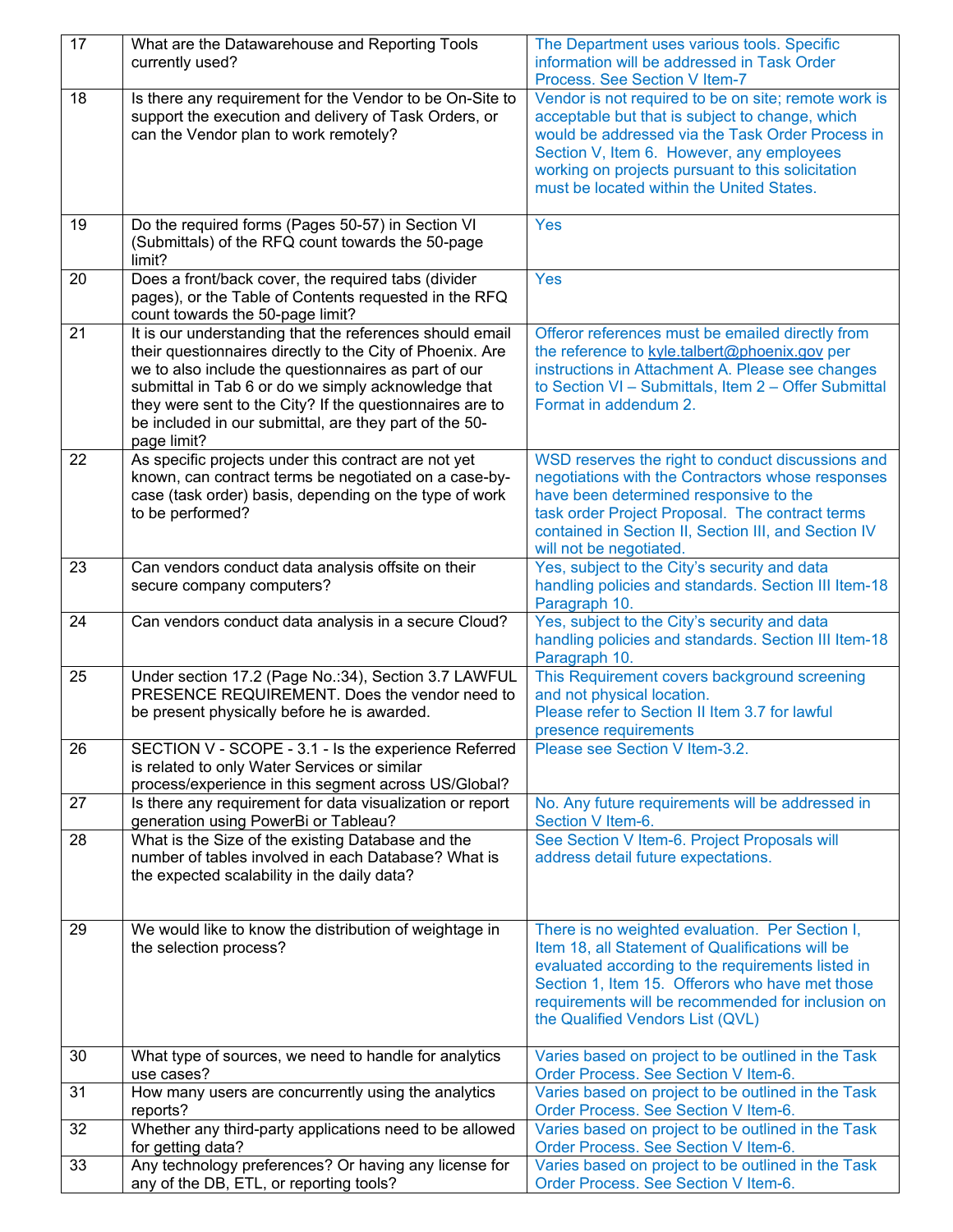| | | |
|---|---|---|
| 17 | What are the Datawarehouse and Reporting Tools currently used? | The Department uses various tools. Specific information will be addressed in Task Order Process. See Section V Item-7 |
| 18 | Is there any requirement for the Vendor to be On-Site to support the execution and delivery of Task Orders, or can the Vendor plan to work remotely? | Vendor is not required to be on site; remote work is acceptable but that is subject to change, which would be addressed via the Task Order Process in Section V, Item 6. However, any employees working on projects pursuant to this solicitation must be located within the United States. |
| 19 | Do the required forms (Pages 50-57) in Section VI (Submittals) of the RFQ count towards the 50-page limit? | Yes |
| 20 | Does a front/back cover, the required tabs (divider pages), or the Table of Contents requested in the RFQ count towards the 50-page limit? | Yes |
| 21 | It is our understanding that the references should email their questionnaires directly to the City of Phoenix. Are we to also include the questionnaires as part of our submittal in Tab 6 or do we simply acknowledge that they were sent to the City? If the questionnaires are to be included in our submittal, are they part of the 50-page limit? | Offeror references must be emailed directly from the reference to kyle.talbert@phoenix.gov per instructions in Attachment A. Please see changes to Section VI – Submittals, Item 2 – Offer Submittal Format in addendum 2. |
| 22 | As specific projects under this contract are not yet known, can contract terms be negotiated on a case-by-case (task order) basis, depending on the type of work to be performed? | WSD reserves the right to conduct discussions and negotiations with the Contractors whose responses have been determined responsive to the task order Project Proposal. The contract terms contained in Section II, Section III, and Section IV will not be negotiated. |
| 23 | Can vendors conduct data analysis offsite on their secure company computers? | Yes, subject to the City's security and data handling policies and standards. Section III Item-18 Paragraph 10. |
| 24 | Can vendors conduct data analysis in a secure Cloud? | Yes, subject to the City's security and data handling policies and standards. Section III Item-18 Paragraph 10. |
| 25 | Under section 17.2 (Page No.:34), Section 3.7 LAWFUL PRESENCE REQUIREMENT. Does the vendor need to be present physically before he is awarded. | This Requirement covers background screening and not physical location.<br>Please refer to Section II Item 3.7 for lawful presence requirements |
| 26 | SECTION V - SCOPE - 3.1 - Is the experience Referred is related to only Water Services or similar process/experience in this segment across US/Global? | Please see Section V Item-3.2. |
| 27 | Is there any requirement for data visualization or report generation using PowerBi or Tableau? | No. Any future requirements will be addressed in Section V Item-6. |
| 28 | What is the Size of the existing Database and the number of tables involved in each Database? What is the expected scalability in the daily data? | See Section V Item-6. Project Proposals will address detail future expectations. |
| 29 | We would like to know the distribution of weightage in the selection process? | There is no weighted evaluation. Per Section I, Item 18, all Statement of Qualifications will be evaluated according to the requirements listed in Section 1, Item 15. Offerors who have met those requirements will be recommended for inclusion on the Qualified Vendors List (QVL) |
| 30 | What type of sources, we need to handle for analytics use cases? | Varies based on project to be outlined in the Task Order Process. See Section V Item-6. |
| 31 | How many users are concurrently using the analytics reports? | Varies based on project to be outlined in the Task Order Process. See Section V Item-6. |
| 32 | Whether any third-party applications need to be allowed for getting data? | Varies based on project to be outlined in the Task Order Process. See Section V Item-6. |
| 33 | Any technology preferences? Or having any license for any of the DB, ETL, or reporting tools? | Varies based on project to be outlined in the Task Order Process. See Section V Item-6. |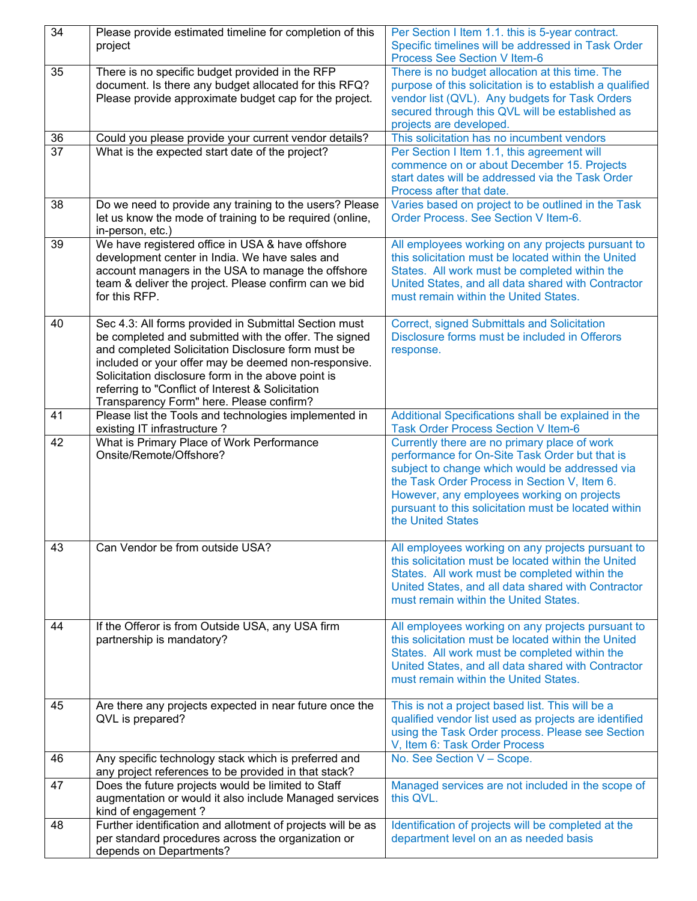| 34 | Please provide estimated timeline for completion of this project | Per Section I Item 1.1. this is 5-year contract. Specific timelines will be addressed in Task Order Process See Section V Item-6 |
|---|---|---|
| 35 | There is no specific budget provided in the RFP document. Is there any budget allocated for this RFQ? Please provide approximate budget cap for the project. | There is no budget allocation at this time. The purpose of this solicitation is to establish a qualified vendor list (QVL). Any budgets for Task Orders secured through this QVL will be established as projects are developed. |
| 36 | Could you please provide your current vendor details? | This solicitation has no incumbent vendors |
| 37 | What is the expected start date of the project? | Per Section I Item 1.1, this agreement will commence on or about December 15. Projects start dates will be addressed via the Task Order Process after that date. |
| 38 | Do we need to provide any training to the users? Please let us know the mode of training to be required (online, in-person, etc.) | Varies based on project to be outlined in the Task Order Process. See Section V Item-6. |
| 39 | We have registered office in USA & have offshore development center in India. We have sales and account managers in the USA to manage the offshore team & deliver the project. Please confirm can we bid for this RFP. | All employees working on any projects pursuant to this solicitation must be located within the United States. All work must be completed within the United States, and all data shared with Contractor must remain within the United States. |
| 40 | Sec 4.3: All forms provided in Submittal Section must be completed and submitted with the offer. The signed and completed Solicitation Disclosure form must be included or your offer may be deemed non-responsive. Solicitation disclosure form in the above point is referring to "Conflict of Interest & Solicitation Transparency Form" here. Please confirm? | Correct, signed Submittals and Solicitation Disclosure forms must be included in Offerors response. |
| 41 | Please list the Tools and technologies implemented in existing IT infrastructure ? | Additional Specifications shall be explained in the Task Order Process Section V Item-6 |
| 42 | What is Primary Place of Work Performance Onsite/Remote/Offshore? | Currently there are no primary place of work performance for On-Site Task Order but that is subject to change which would be addressed via the Task Order Process in Section V, Item 6. However, any employees working on projects pursuant to this solicitation must be located within the United States |
| 43 | Can Vendor be from outside USA? | All employees working on any projects pursuant to this solicitation must be located within the United States. All work must be completed within the United States, and all data shared with Contractor must remain within the United States. |
| 44 | If the Offeror is from Outside USA, any USA firm partnership is mandatory? | All employees working on any projects pursuant to this solicitation must be located within the United States. All work must be completed within the United States, and all data shared with Contractor must remain within the United States. |
| 45 | Are there any projects expected in near future once the QVL is prepared? | This is not a project based list. This will be a qualified vendor list used as projects are identified using the Task Order process. Please see Section V, Item 6: Task Order Process |
| 46 | Any specific technology stack which is preferred and any project references to be provided in that stack? | No. See Section V – Scope. |
| 47 | Does the future projects would be limited to Staff augmentation or would it also include Managed services kind of engagement ? | Managed services are not included in the scope of this QVL. |
| 48 | Further identification and allotment of projects will be as per standard procedures across the organization or depends on Departments? | Identification of projects will be completed at the department level on an as needed basis |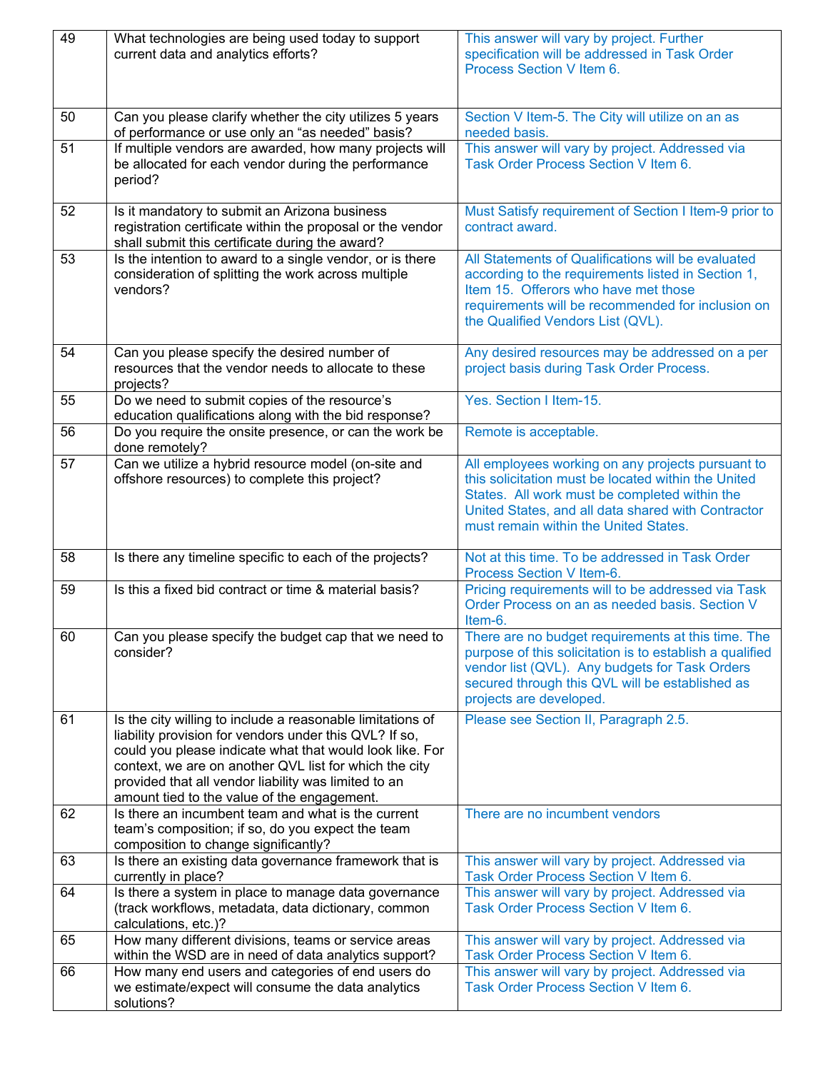| | | |
|---|---|---|
| 49 | What technologies are being used today to support current data and analytics efforts? | This answer will vary by project. Further specification will be addressed in Task Order Process Section V Item 6. |
| 50 | Can you please clarify whether the city utilizes 5 years of performance or use only an "as needed" basis? | Section V Item-5. The City will utilize on an as needed basis. |
| 51 | If multiple vendors are awarded, how many projects will be allocated for each vendor during the performance period? | This answer will vary by project. Addressed via Task Order Process Section V Item 6. |
| 52 | Is it mandatory to submit an Arizona business registration certificate within the proposal or the vendor shall submit this certificate during the award? | Must Satisfy requirement of Section I Item-9 prior to contract award. |
| 53 | Is the intention to award to a single vendor, or is there consideration of splitting the work across multiple vendors? | All Statements of Qualifications will be evaluated according to the requirements listed in Section 1, Item 15. Offerors who have met those requirements will be recommended for inclusion on the Qualified Vendors List (QVL). |
| 54 | Can you please specify the desired number of resources that the vendor needs to allocate to these projects? | Any desired resources may be addressed on a per project basis during Task Order Process. |
| 55 | Do we need to submit copies of the resource's education qualifications along with the bid response? | Yes. Section I Item-15. |
| 56 | Do you require the onsite presence, or can the work be done remotely? | Remote is acceptable. |
| 57 | Can we utilize a hybrid resource model (on-site and offshore resources) to complete this project? | All employees working on any projects pursuant to this solicitation must be located within the United States. All work must be completed within the United States, and all data shared with Contractor must remain within the United States. |
| 58 | Is there any timeline specific to each of the projects? | Not at this time. To be addressed in Task Order Process Section V Item-6. |
| 59 | Is this a fixed bid contract or time & material basis? | Pricing requirements will to be addressed via Task Order Process on an as needed basis. Section V Item-6. |
| 60 | Can you please specify the budget cap that we need to consider? | There are no budget requirements at this time. The purpose of this solicitation is to establish a qualified vendor list (QVL). Any budgets for Task Orders secured through this QVL will be established as projects are developed. |
| 61 | Is the city willing to include a reasonable limitations of liability provision for vendors under this QVL? If so, could you please indicate what that would look like. For context, we are on another QVL list for which the city provided that all vendor liability was limited to an amount tied to the value of the engagement. | Please see Section II, Paragraph 2.5. |
| 62 | Is there an incumbent team and what is the current team's composition; if so, do you expect the team composition to change significantly? | There are no incumbent vendors |
| 63 | Is there an existing data governance framework that is currently in place? | This answer will vary by project. Addressed via Task Order Process Section V Item 6. |
| 64 | Is there a system in place to manage data governance (track workflows, metadata, data dictionary, common calculations, etc.)? | This answer will vary by project. Addressed via Task Order Process Section V Item 6. |
| 65 | How many different divisions, teams or service areas within the WSD are in need of data analytics support? | This answer will vary by project. Addressed via Task Order Process Section V Item 6. |
| 66 | How many end users and categories of end users do we estimate/expect will consume the data analytics solutions? | This answer will vary by project. Addressed via Task Order Process Section V Item 6. |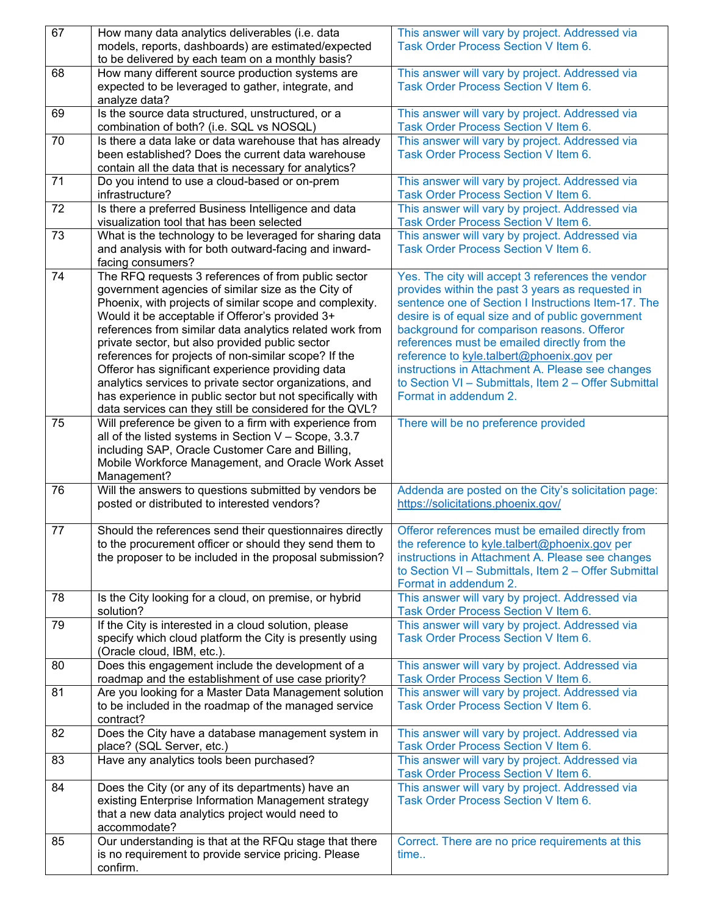| | | |
|---|---|---|
| 67 | How many data analytics deliverables (i.e. data models, reports, dashboards) are estimated/expected to be delivered by each team on a monthly basis? | This answer will vary by project. Addressed via Task Order Process Section V Item 6. |
| 68 | How many different source production systems are expected to be leveraged to gather, integrate, and analyze data? | This answer will vary by project. Addressed via Task Order Process Section V Item 6. |
| 69 | Is the source data structured, unstructured, or a combination of both? (i.e. SQL vs NOSQL) | This answer will vary by project. Addressed via Task Order Process Section V Item 6. |
| 70 | Is there a data lake or data warehouse that has already been established? Does the current data warehouse contain all the data that is necessary for analytics? | This answer will vary by project. Addressed via Task Order Process Section V Item 6. |
| 71 | Do you intend to use a cloud-based or on-prem infrastructure? | This answer will vary by project. Addressed via Task Order Process Section V Item 6. |
| 72 | Is there a preferred Business Intelligence and data visualization tool that has been selected | This answer will vary by project. Addressed via Task Order Process Section V Item 6. |
| 73 | What is the technology to be leveraged for sharing data and analysis with for both outward-facing and inward-facing consumers? | This answer will vary by project. Addressed via Task Order Process Section V Item 6. |
| 74 | The RFQ requests 3 references of from public sector government agencies of similar size as the City of Phoenix, with projects of similar scope and complexity. Would it be acceptable if Offeror's provided 3+ references from similar data analytics related work from private sector, but also provided public sector references for projects of non-similar scope? If the Offeror has significant experience providing data analytics services to private sector organizations, and has experience in public sector but not specifically with data services can they still be considered for the QVL? | Yes. The city will accept 3 references the vendor provides within the past 3 years as requested in sentence one of Section I Instructions Item-17. The desire is of equal size and of public government background for comparison reasons. Offeror references must be emailed directly from the reference to kyle.talbert@phoenix.gov per instructions in Attachment A. Please see changes to Section VI – Submittals, Item 2 – Offer Submittal Format in addendum 2. |
| 75 | Will preference be given to a firm with experience from all of the listed systems in Section V – Scope, 3.3.7 including SAP, Oracle Customer Care and Billing, Mobile Workforce Management, and Oracle Work Asset Management? | There will be no preference provided |
| 76 | Will the answers to questions submitted by vendors be posted or distributed to interested vendors? | Addenda are posted on the City's solicitation page: https://solicitations.phoenix.gov/ |
| 77 | Should the references send their questionnaires directly to the procurement officer or should they send them to the proposer to be included in the proposal submission? | Offeror references must be emailed directly from the reference to kyle.talbert@phoenix.gov per instructions in Attachment A. Please see changes to Section VI – Submittals, Item 2 – Offer Submittal Format in addendum 2. |
| 78 | Is the City looking for a cloud, on premise, or hybrid solution? | This answer will vary by project. Addressed via Task Order Process Section V Item 6. |
| 79 | If the City is interested in a cloud solution, please specify which cloud platform the City is presently using (Oracle cloud, IBM, etc.). | This answer will vary by project. Addressed via Task Order Process Section V Item 6. |
| 80 | Does this engagement include the development of a roadmap and the establishment of use case priority? | This answer will vary by project. Addressed via Task Order Process Section V Item 6. |
| 81 | Are you looking for a Master Data Management solution to be included in the roadmap of the managed service contract? | This answer will vary by project. Addressed via Task Order Process Section V Item 6. |
| 82 | Does the City have a database management system in place? (SQL Server, etc.) | This answer will vary by project. Addressed via Task Order Process Section V Item 6. |
| 83 | Have any analytics tools been purchased? | This answer will vary by project. Addressed via Task Order Process Section V Item 6. |
| 84 | Does the City (or any of its departments) have an existing Enterprise Information Management strategy that a new data analytics project would need to accommodate? | This answer will vary by project. Addressed via Task Order Process Section V Item 6. |
| 85 | Our understanding is that at the RFQu stage that there is no requirement to provide service pricing. Please confirm. | Correct. There are no price requirements at this time.. |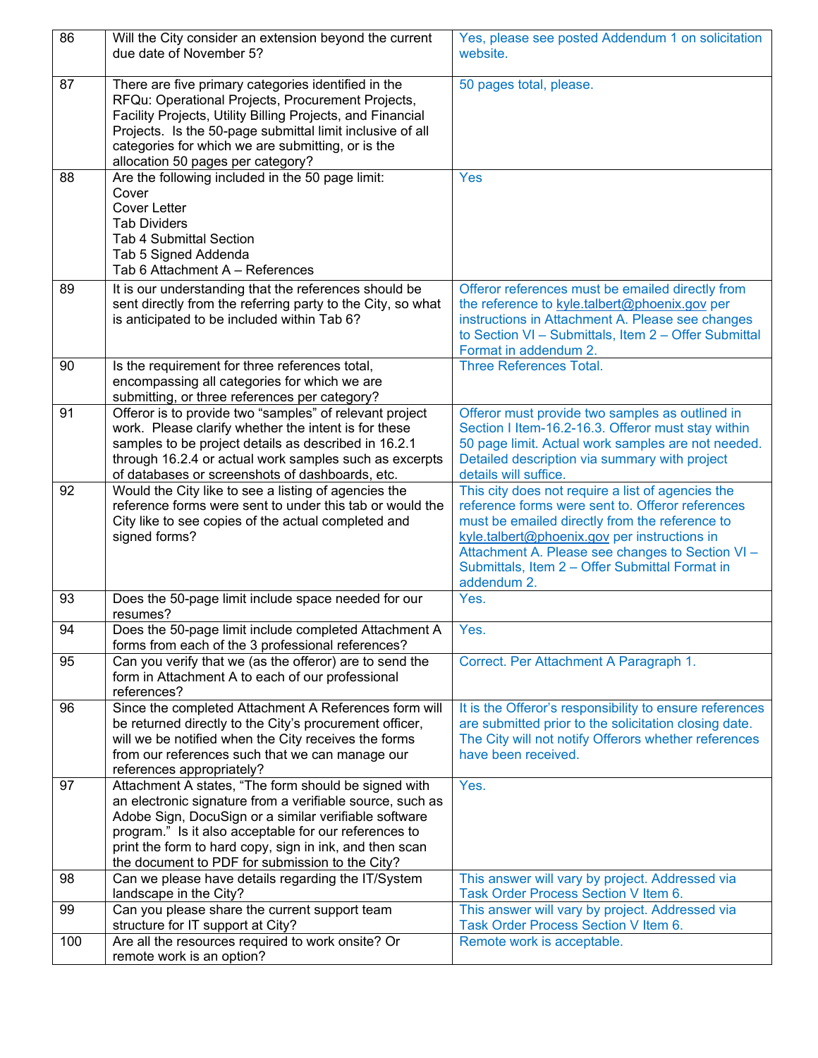| | | |
|---|---|---|
| 86 | Will the City consider an extension beyond the current due date of November 5? | Yes, please see posted Addendum 1 on solicitation website. |
| 87 | There are five primary categories identified in the RFQu: Operational Projects, Procurement Projects, Facility Projects, Utility Billing Projects, and Financial Projects. Is the 50-page submittal limit inclusive of all categories for which we are submitting, or is the allocation 50 pages per category? | 50 pages total, please. |
| 88 | Are the following included in the 50 page limit:<br>Cover<br>Cover Letter<br>Tab Dividers<br>Tab 4 Submittal Section<br>Tab 5 Signed Addenda<br>Tab 6 Attachment A – References | Yes |
| 89 | It is our understanding that the references should be sent directly from the referring party to the City, so what is anticipated to be included within Tab 6? | Offeror references must be emailed directly from the reference to kyle.talbert@phoenix.gov per instructions in Attachment A. Please see changes to Section VI – Submittals, Item 2 – Offer Submittal Format in addendum 2. |
| 90 | Is the requirement for three references total, encompassing all categories for which we are submitting, or three references per category? | Three References Total. |
| 91 | Offeror is to provide two "samples" of relevant project work. Please clarify whether the intent is for these samples to be project details as described in 16.2.1 through 16.2.4 or actual work samples such as excerpts of databases or screenshots of dashboards, etc. | Offeror must provide two samples as outlined in Section I Item-16.2-16.3. Offeror must stay within 50 page limit. Actual work samples are not needed. Detailed description via summary with project details will suffice. |
| 92 | Would the City like to see a listing of agencies the reference forms were sent to under this tab or would the City like to see copies of the actual completed and signed forms? | This city does not require a list of agencies the reference forms were sent to. Offeror references must be emailed directly from the reference to kyle.talbert@phoenix.gov per instructions in Attachment A. Please see changes to Section VI – Submittals, Item 2 – Offer Submittal Format in addendum 2. |
| 93 | Does the 50-page limit include space needed for our resumes? | Yes. |
| 94 | Does the 50-page limit include completed Attachment A forms from each of the 3 professional references? | Yes. |
| 95 | Can you verify that we (as the offeror) are to send the form in Attachment A to each of our professional references? | Correct. Per Attachment A Paragraph 1. |
| 96 | Since the completed Attachment A References form will be returned directly to the City's procurement officer, will we be notified when the City receives the forms from our references such that we can manage our references appropriately? | It is the Offeror's responsibility to ensure references are submitted prior to the solicitation closing date. The City will not notify Offerors whether references have been received. |
| 97 | Attachment A states, "The form should be signed with an electronic signature from a verifiable source, such as Adobe Sign, DocuSign or a similar verifiable software program." Is it also acceptable for our references to print the form to hard copy, sign in ink, and then scan the document to PDF for submission to the City? | Yes. |
| 98 | Can we please have details regarding the IT/System landscape in the City? | This answer will vary by project. Addressed via Task Order Process Section V Item 6. |
| 99 | Can you please share the current support team structure for IT support at City? | This answer will vary by project. Addressed via Task Order Process Section V Item 6. |
| 100 | Are all the resources required to work onsite? Or remote work is an option? | Remote work is acceptable. |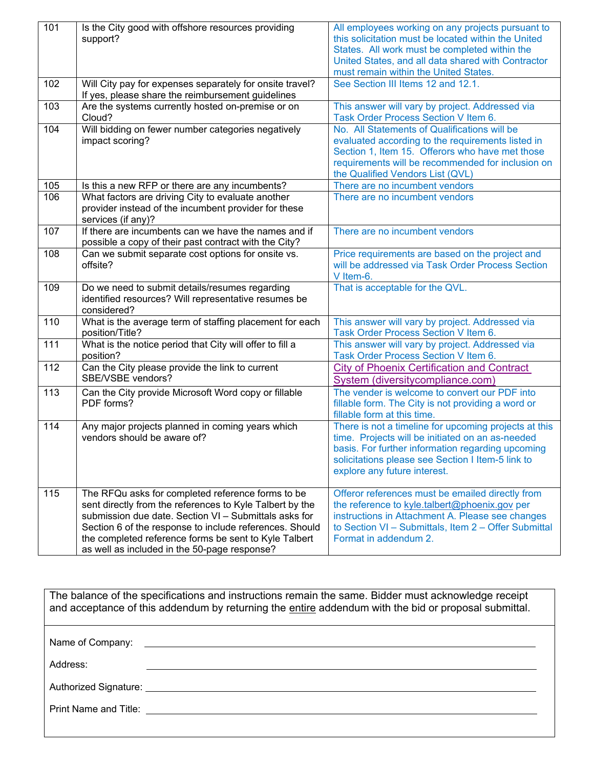| | | |
|---|---|---|
| 101 | Is the City good with offshore resources providing support? | All employees working on any projects pursuant to this solicitation must be located within the United States. All work must be completed within the United States, and all data shared with Contractor must remain within the United States. |
| 102 | Will City pay for expenses separately for onsite travel? If yes, please share the reimbursement guidelines | See Section III Items 12 and 12.1. |
| 103 | Are the systems currently hosted on-premise or on Cloud? | This answer will vary by project. Addressed via Task Order Process Section V Item 6. |
| 104 | Will bidding on fewer number categories negatively impact scoring? | No. All Statements of Qualifications will be evaluated according to the requirements listed in Section 1, Item 15. Offerors who have met those requirements will be recommended for inclusion on the Qualified Vendors List (QVL) |
| 105 | Is this a new RFP or there are any incumbents? | There are no incumbent vendors |
| 106 | What factors are driving City to evaluate another provider instead of the incumbent provider for these services (if any)? | There are no incumbent vendors |
| 107 | If there are incumbents can we have the names and if possible a copy of their past contract with the City? | There are no incumbent vendors |
| 108 | Can we submit separate cost options for onsite vs. offsite? | Price requirements are based on the project and will be addressed via Task Order Process Section V Item-6. |
| 109 | Do we need to submit details/resumes regarding identified resources? Will representative resumes be considered? | That is acceptable for the QVL. |
| 110 | What is the average term of staffing placement for each position/Title? | This answer will vary by project. Addressed via Task Order Process Section V Item 6. |
| 111 | What is the notice period that City will offer to fill a position? | This answer will vary by project. Addressed via Task Order Process Section V Item 6. |
| 112 | Can the City please provide the link to current SBE/VSBE vendors? | City of Phoenix Certification and Contract System (diversitycompliance.com) |
| 113 | Can the City provide Microsoft Word copy or fillable PDF forms? | The vender is welcome to convert our PDF into fillable form. The City is not providing a word or fillable form at this time. |
| 114 | Any major projects planned in coming years which vendors should be aware of? | There is not a timeline for upcoming projects at this time. Projects will be initiated on an as-needed basis. For further information regarding upcoming solicitations please see Section I Item-5 link to explore any future interest. |
| 115 | The RFQu asks for completed reference forms to be sent directly from the references to Kyle Talbert by the submission due date. Section VI – Submittals asks for Section 6 of the response to include references. Should the completed reference forms be sent to Kyle Talbert as well as included in the 50-page response? | Offeror references must be emailed directly from the reference to kyle.talbert@phoenix.gov per instructions in Attachment A. Please see changes to Section VI – Submittals, Item 2 – Offer Submittal Format in addendum 2. |

The balance of the specifications and instructions remain the same. Bidder must acknowledge receipt and acceptance of this addendum by returning the entire addendum with the bid or proposal submittal.

Name of Company: ______________________________

Address: ______________________________

Authorized Signature: ______________________________

Print Name and Title: ______________________________